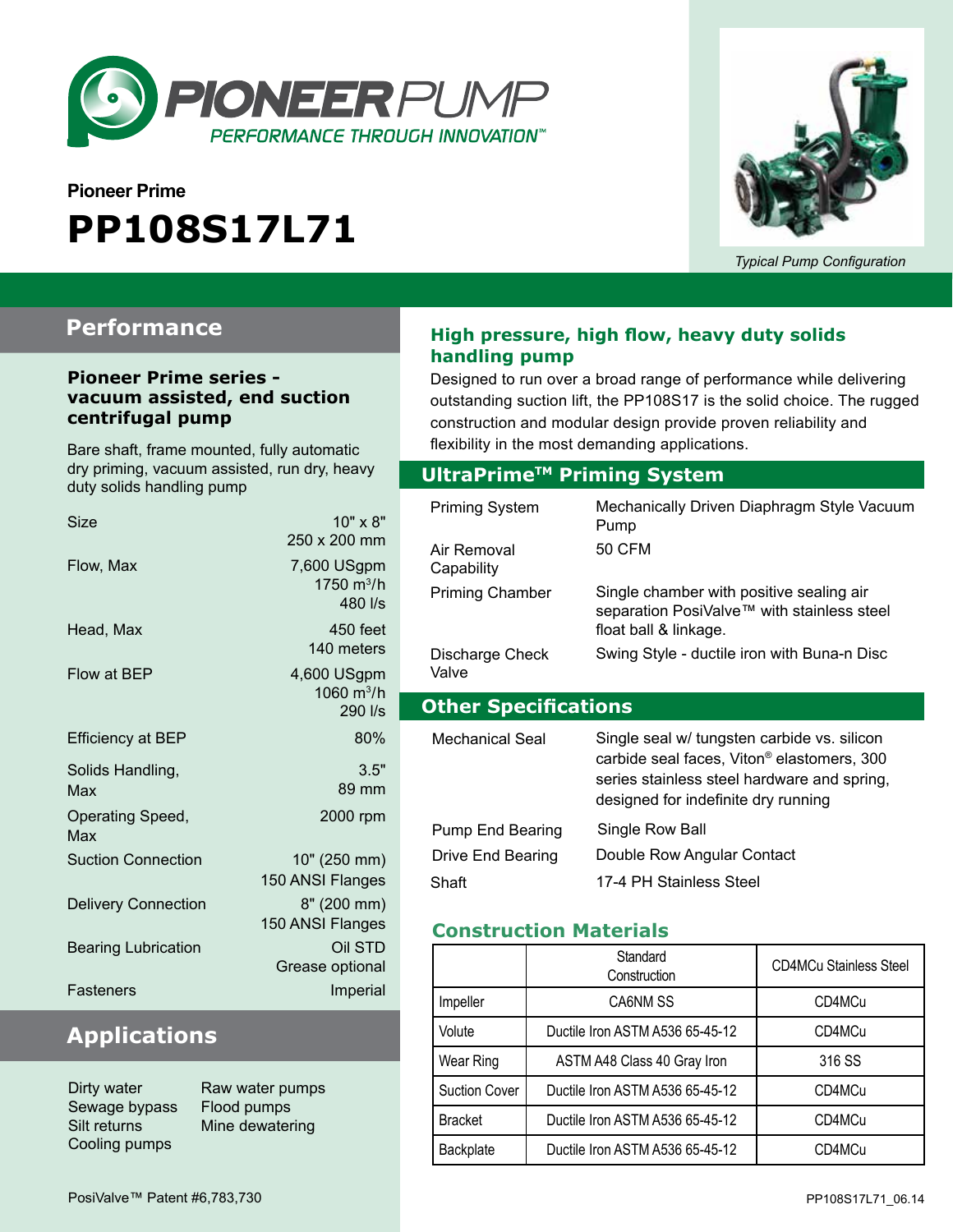PIONEERPUMP

PERFORMANCE THROUGH INNOVATION™

Pioneer Prime

# PP108S17L71

*Typical Pump Configuration*

## Performance

### Pioneer Prime series - vacuum assisted, end suction centrifugal pump

Bare shaft, frame mounted, fully automatic dry priming, vacuum assisted, run dry, heavy duty solids handling pump

| | |
|---|---|
| Size | 10" x 8"<br>250 x 200 mm |
| Flow, Max | 7,600 USgpm<br>1750 $m^3/h$<br>480 l/s |
| Head, Max | 450 feet<br>140 meters |
| Flow at BEP | 4,600 USgpm<br>1060 $m^3/h$<br>290 l/s |
| Efficiency at BEP | 80% |
| Solids Handling, Max | 3.5"<br>89 mm |
| Operating Speed, Max | 2000 rpm |
| Suction Connection | 10" (250 mm)<br>150 ANSI Flanges |
| Delivery Connection | 8" (200 mm)<br>150 ANSI Flanges |
| Bearing Lubrication | Oil STD<br>Grease optional |
| Fasteners | Imperial |

## Applications

- Dirty water
- Sewage bypass
- Silt returns
- Cooling pumps
- Raw water pumps
- Flood pumps
- Mine dewatering

### High pressure, high flow, heavy duty solids handling pump

Designed to run over a broad range of performance while delivering outstanding suction lift, the PP108S17 is the solid choice. The rugged construction and modular design provide proven reliability and flexibility in the most demanding applications.

## UltraPrime™ Priming System

| | |
|---|---|
| Priming System | Mechanically Driven Diaphragm Style Vacuum Pump |
| Air Removal Capability | 50 CFM |
| Priming Chamber | Single chamber with positive sealing air separation PosiValve™ with stainless steel float ball & linkage. |
| Discharge Check Valve | Swing Style - ductile iron with Buna-n Disc |

## Other Specifications

| | |
|---|---|
| Mechanical Seal | Single seal w/ tungsten carbide vs. silicon carbide seal faces, Viton® elastomers, 300 series stainless steel hardware and spring, designed for indefinite dry running |
| Pump End Bearing | Single Row Ball |
| Drive End Bearing | Double Row Angular Contact |
| Shaft | 17-4 PH Stainless Steel |

### Construction Materials

| | Standard Construction | CD4MCu Stainless Steel |
|---|---|---|
| Impeller | CA6NM SS | CD4MCu |
| Volute | Ductile Iron ASTM A536 65-45-12 | CD4MCu |
| Wear Ring | ASTM A48 Class 40 Gray Iron | 316 SS |
| Suction Cover | Ductile Iron ASTM A536 65-45-12 | CD4MCu |
| Bracket | Ductile Iron ASTM A536 65-45-12 | CD4MCu |
| Backplate | Ductile Iron ASTM A536 65-45-12 | CD4MCu |

PosiValve™ Patent #6,783,730

PP108S17L71_06.14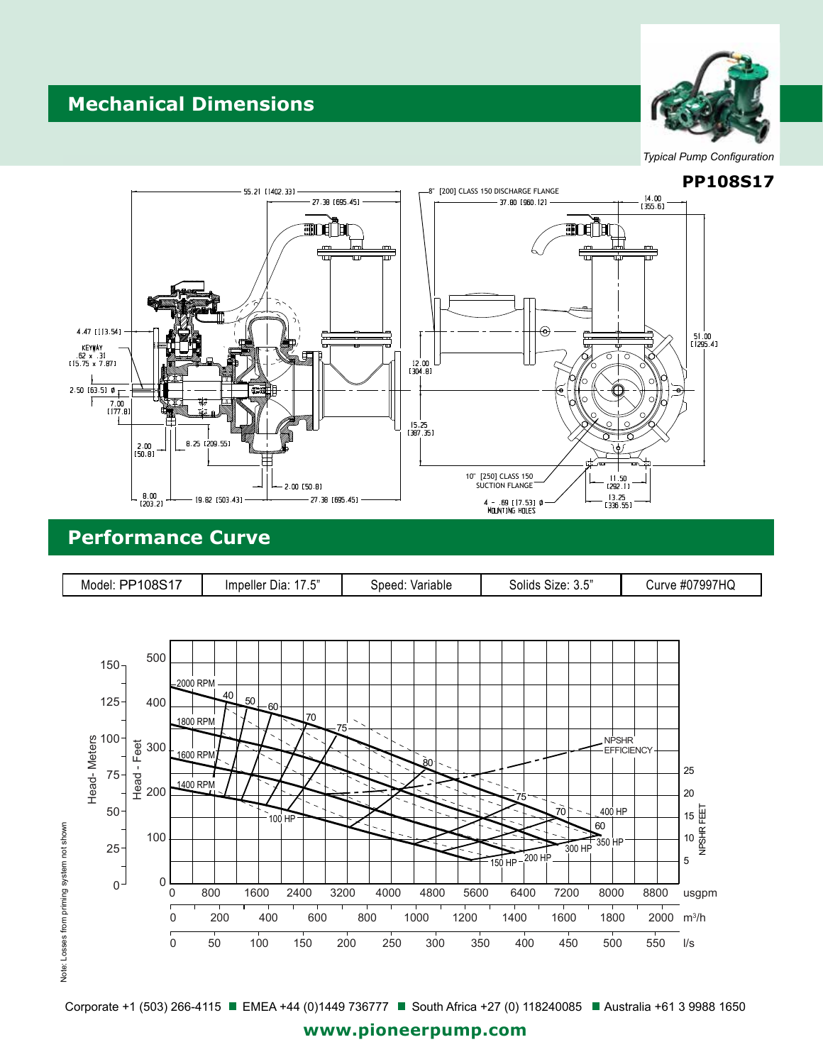## Mechanical Dimensions

*Typical Pump Configuration*

**PP108S17**

55.21 [1402.33]
27.38 [695.45]
8" [200] CLASS 150 DISCHARGE FLANGE
37.80 [960.12]
14.00 [355.6]
4.47 [113.54]
KEYWAY .62 x .31 [15.75 x 7.87]
2.50 [63.5] Ø
7.00 [177.8]
2.00 [50.8]
8.25 [209.55]
12.00 [304.8]
15.25 [387.35]
51.00 [1295.4]
2.00 [50.8]
8.00 [203.2]
19.82 [503.43]
27.38 [695.45]
10" [250] CLASS 150 SUCTION FLANGE
4 - .69 [17.53] Ø MOUNTING HOLES
11.50 [292.1]
13.25 [336.55]

## Performance Curve

| Model: PP108S17 | Impeller Dia: 17.5" | Speed: Variable | Solids Size: 3.5" | Curve #07997HQ |
|---|---|---|---|---|

Head- Meters: 0, 25, 50, 75, 100, 125, 150
Head - Feet: 0, 100, 200, 300, 400, 500
2000 RPM
1800 RPM
1600 RPM
1400 RPM
40, 50, 60, 70, 75, 80, 75, 70, 60
100 HP, 150 HP, 200 HP, 300 HP, 350 HP, 400 HP
NPSHR
EFFICIENCY
NPSHR FEET: 5, 10, 15, 20, 25
usgpm: 0, 800, 1600, 2400, 3200, 4000, 4800, 5600, 6400, 7200, 8000, 8800
m³/h: 0, 200, 400, 600, 800, 1000, 1200, 1400, 1600, 1800, 2000
l/s: 0, 50, 100, 150, 200, 250, 300, 350, 400, 450, 500, 550

Note: Losses from priming system not shown

Corporate +1 (503) 266-4115 ■ EMEA +44 (0)1449 736777 ■ South Africa +27 (0) 118240085 ■ Australia +61 3 9988 1650

**www.pioneerpump.com**